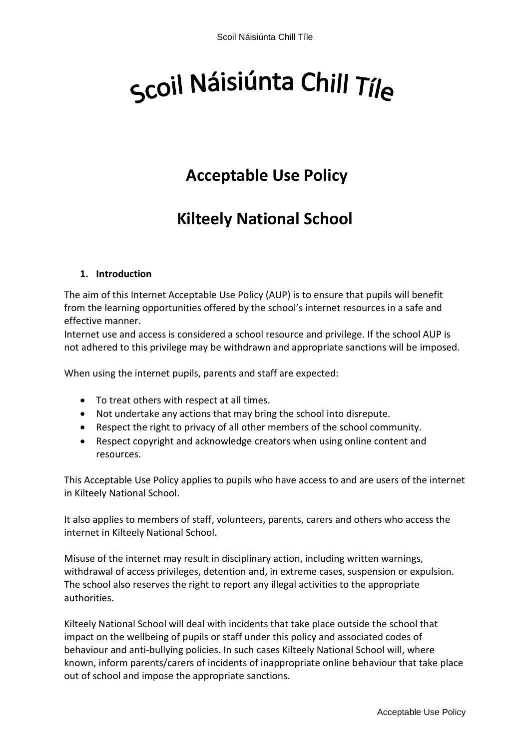# Scoil Náisiúnta Chill Tíle

## Acceptable Use Policy

## Kilteely National School

### 1. Introduction

The aim of this Internet Acceptable Use Policy (AUP) is to ensure that pupils will benefit from the learning opportunities offered by the school's internet resources in a safe and effective manner.
Internet use and access is considered a school resource and privilege. If the school AUP is not adhered to this privilege may be withdrawn and appropriate sanctions will be imposed.

When using the internet pupils, parents and staff are expected:

- To treat others with respect at all times.
- Not undertake any actions that may bring the school into disrepute.
- Respect the right to privacy of all other members of the school community.
- Respect copyright and acknowledge creators when using online content and resources.

This Acceptable Use Policy applies to pupils who have access to and are users of the internet in Kilteely National School.

It also applies to members of staff, volunteers, parents, carers and others who access the internet in Kilteely National School.

Misuse of the internet may result in disciplinary action, including written warnings, withdrawal of access privileges, detention and, in extreme cases, suspension or expulsion. The school also reserves the right to report any illegal activities to the appropriate authorities.

Kilteely National School will deal with incidents that take place outside the school that impact on the wellbeing of pupils or staff under this policy and associated codes of behaviour and anti-bullying policies. In such cases Kilteely National School will, where known, inform parents/carers of incidents of inappropriate online behaviour that take place out of school and impose the appropriate sanctions.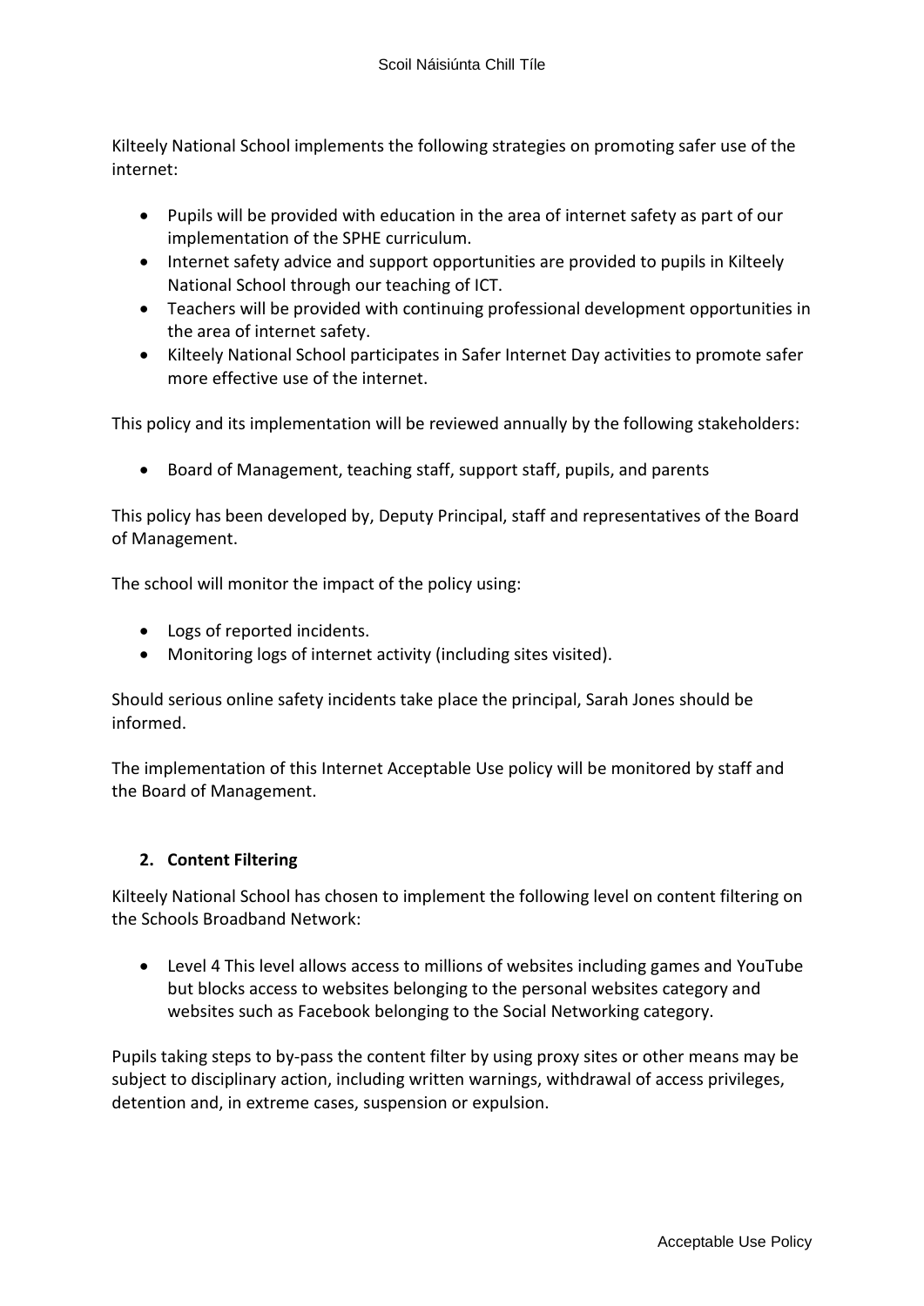Kilteely National School implements the following strategies on promoting safer use of the internet:

- Pupils will be provided with education in the area of internet safety as part of our implementation of the SPHE curriculum.
- Internet safety advice and support opportunities are provided to pupils in Kilteely National School through our teaching of ICT.
- Teachers will be provided with continuing professional development opportunities in the area of internet safety.
- Kilteely National School participates in Safer Internet Day activities to promote safer more effective use of the internet.

This policy and its implementation will be reviewed annually by the following stakeholders:

- Board of Management, teaching staff, support staff, pupils, and parents

This policy has been developed by, Deputy Principal, staff and representatives of the Board of Management.

The school will monitor the impact of the policy using:

- Logs of reported incidents.
- Monitoring logs of internet activity (including sites visited).

Should serious online safety incidents take place the principal, Sarah Jones should be informed.

The implementation of this Internet Acceptable Use policy will be monitored by staff and the Board of Management.

## 2. Content Filtering

Kilteely National School has chosen to implement the following level on content filtering on the Schools Broadband Network:

- Level 4 This level allows access to millions of websites including games and YouTube but blocks access to websites belonging to the personal websites category and websites such as Facebook belonging to the Social Networking category.

Pupils taking steps to by-pass the content filter by using proxy sites or other means may be subject to disciplinary action, including written warnings, withdrawal of access privileges, detention and, in extreme cases, suspension or expulsion.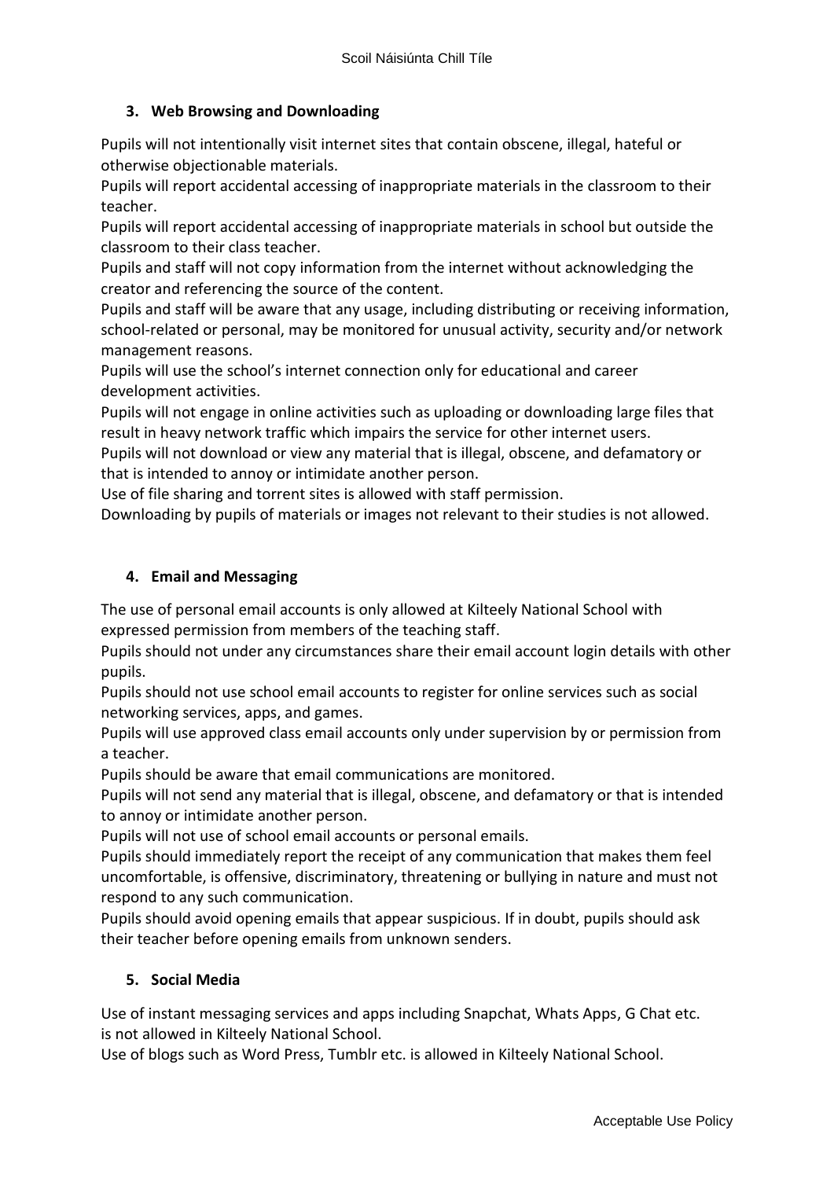### 3. Web Browsing and Downloading

Pupils will not intentionally visit internet sites that contain obscene, illegal, hateful or otherwise objectionable materials.
Pupils will report accidental accessing of inappropriate materials in the classroom to their teacher.
Pupils will report accidental accessing of inappropriate materials in school but outside the classroom to their class teacher.
Pupils and staff will not copy information from the internet without acknowledging the creator and referencing the source of the content.
Pupils and staff will be aware that any usage, including distributing or receiving information, school-related or personal, may be monitored for unusual activity, security and/or network management reasons.
Pupils will use the school's internet connection only for educational and career development activities.
Pupils will not engage in online activities such as uploading or downloading large files that result in heavy network traffic which impairs the service for other internet users.
Pupils will not download or view any material that is illegal, obscene, and defamatory or that is intended to annoy or intimidate another person.
Use of file sharing and torrent sites is allowed with staff permission.
Downloading by pupils of materials or images not relevant to their studies is not allowed.

### 4. Email and Messaging

The use of personal email accounts is only allowed at Kilteely National School with expressed permission from members of the teaching staff.
Pupils should not under any circumstances share their email account login details with other pupils.
Pupils should not use school email accounts to register for online services such as social networking services, apps, and games.
Pupils will use approved class email accounts only under supervision by or permission from a teacher.
Pupils should be aware that email communications are monitored.
Pupils will not send any material that is illegal, obscene, and defamatory or that is intended to annoy or intimidate another person.
Pupils will not use of school email accounts or personal emails.
Pupils should immediately report the receipt of any communication that makes them feel uncomfortable, is offensive, discriminatory, threatening or bullying in nature and must not respond to any such communication.
Pupils should avoid opening emails that appear suspicious. If in doubt, pupils should ask their teacher before opening emails from unknown senders.

### 5. Social Media

Use of instant messaging services and apps including Snapchat, Whats Apps, G Chat etc. is not allowed in Kilteely National School.
Use of blogs such as Word Press, Tumblr etc. is allowed in Kilteely National School.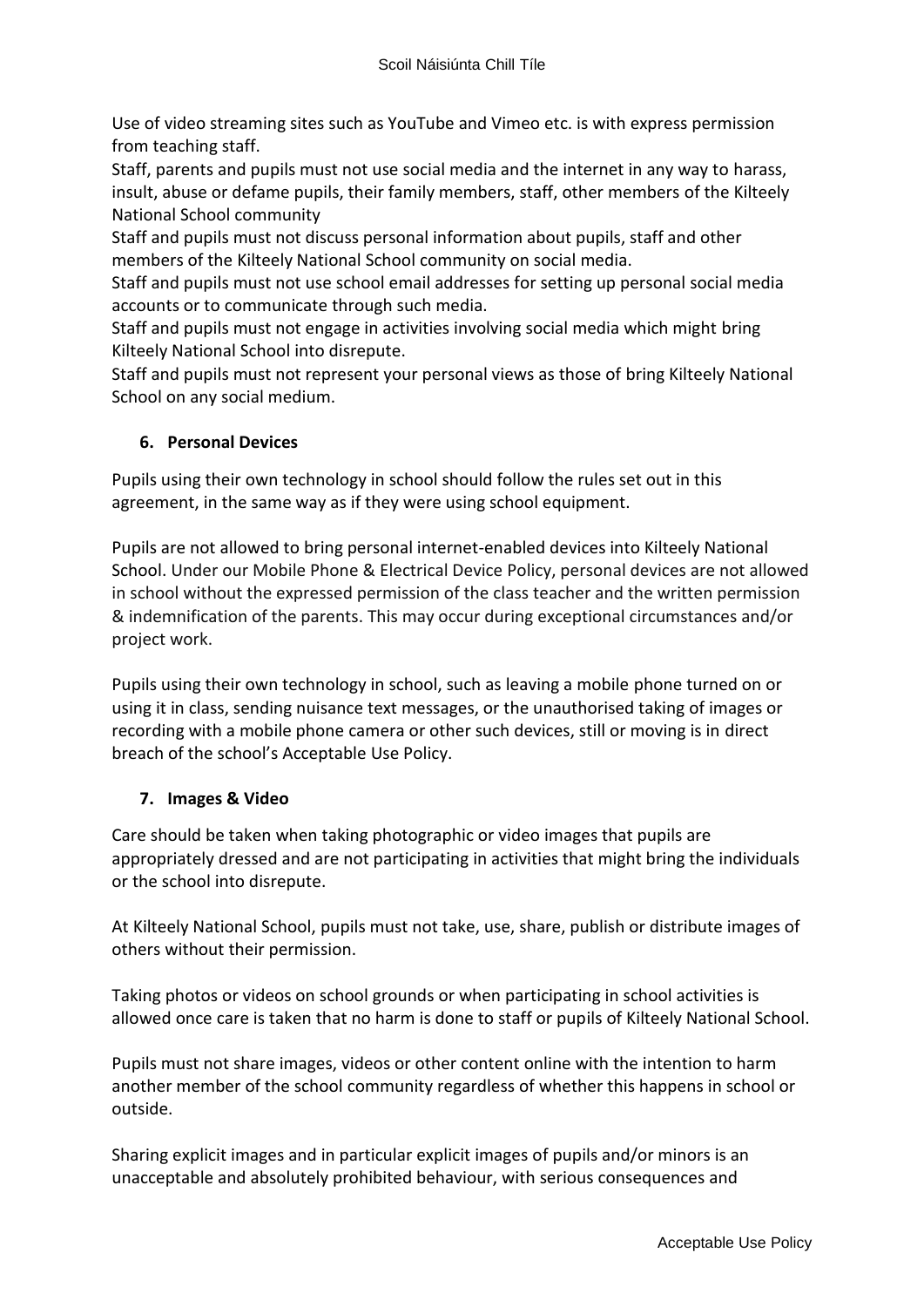Use of video streaming sites such as YouTube and Vimeo etc. is with express permission from teaching staff.

Staff, parents and pupils must not use social media and the internet in any way to harass, insult, abuse or defame pupils, their family members, staff, other members of the Kilteely National School community

Staff and pupils must not discuss personal information about pupils, staff and other members of the Kilteely National School community on social media.

Staff and pupils must not use school email addresses for setting up personal social media accounts or to communicate through such media.

Staff and pupils must not engage in activities involving social media which might bring Kilteely National School into disrepute.

Staff and pupils must not represent your personal views as those of bring Kilteely National School on any social medium.

### 6. Personal Devices

Pupils using their own technology in school should follow the rules set out in this agreement, in the same way as if they were using school equipment.

Pupils are not allowed to bring personal internet-enabled devices into Kilteely National School. Under our Mobile Phone & Electrical Device Policy, personal devices are not allowed in school without the expressed permission of the class teacher and the written permission & indemnification of the parents. This may occur during exceptional circumstances and/or project work.

Pupils using their own technology in school, such as leaving a mobile phone turned on or using it in class, sending nuisance text messages, or the unauthorised taking of images or recording with a mobile phone camera or other such devices, still or moving is in direct breach of the school's Acceptable Use Policy.

### 7. Images & Video

Care should be taken when taking photographic or video images that pupils are appropriately dressed and are not participating in activities that might bring the individuals or the school into disrepute.

At Kilteely National School, pupils must not take, use, share, publish or distribute images of others without their permission.

Taking photos or videos on school grounds or when participating in school activities is allowed once care is taken that no harm is done to staff or pupils of Kilteely National School.

Pupils must not share images, videos or other content online with the intention to harm another member of the school community regardless of whether this happens in school or outside.

Sharing explicit images and in particular explicit images of pupils and/or minors is an unacceptable and absolutely prohibited behaviour, with serious consequences and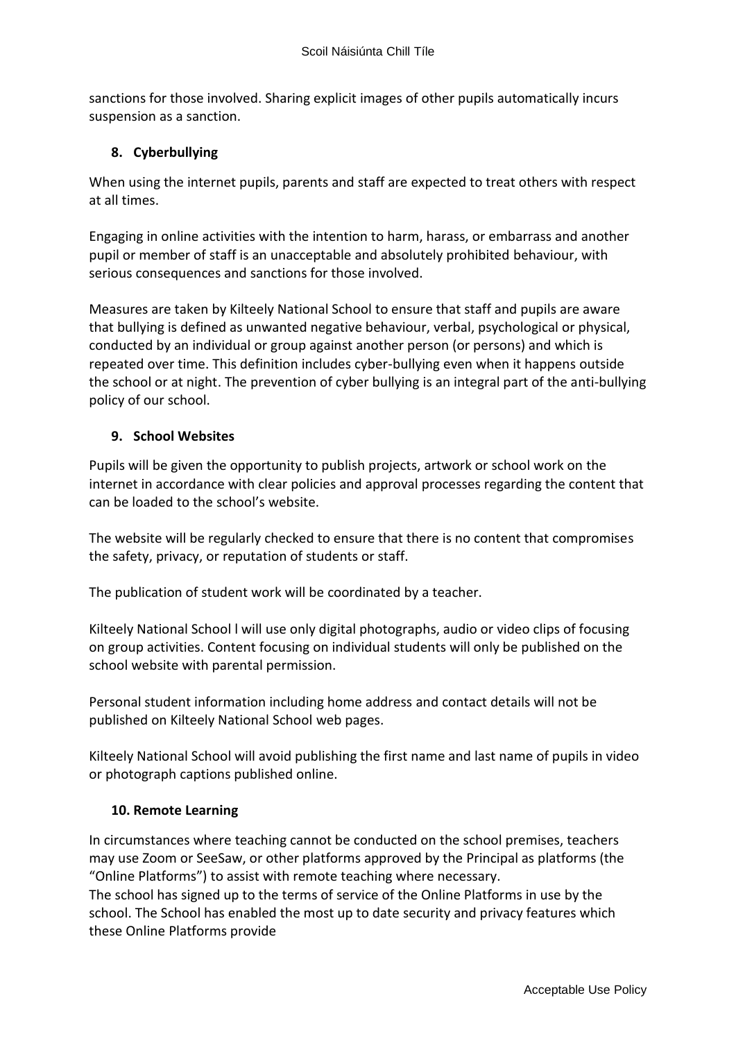sanctions for those involved. Sharing explicit images of other pupils automatically incurs suspension as a sanction.

## 8. Cyberbullying

When using the internet pupils, parents and staff are expected to treat others with respect at all times.

Engaging in online activities with the intention to harm, harass, or embarrass and another pupil or member of staff is an unacceptable and absolutely prohibited behaviour, with serious consequences and sanctions for those involved.

Measures are taken by Kilteely National School to ensure that staff and pupils are aware that bullying is defined as unwanted negative behaviour, verbal, psychological or physical, conducted by an individual or group against another person (or persons) and which is repeated over time. This definition includes cyber-bullying even when it happens outside the school or at night. The prevention of cyber bullying is an integral part of the anti-bullying policy of our school.

## 9. School Websites

Pupils will be given the opportunity to publish projects, artwork or school work on the internet in accordance with clear policies and approval processes regarding the content that can be loaded to the school's website.

The website will be regularly checked to ensure that there is no content that compromises the safety, privacy, or reputation of students or staff.

The publication of student work will be coordinated by a teacher.

Kilteely National School l will use only digital photographs, audio or video clips of focusing on group activities. Content focusing on individual students will only be published on the school website with parental permission.

Personal student information including home address and contact details will not be published on Kilteely National School web pages.

Kilteely National School will avoid publishing the first name and last name of pupils in video or photograph captions published online.

## 10. Remote Learning

In circumstances where teaching cannot be conducted on the school premises, teachers may use Zoom or SeeSaw, or other platforms approved by the Principal as platforms (the "Online Platforms") to assist with remote teaching where necessary.
The school has signed up to the terms of service of the Online Platforms in use by the school. The School has enabled the most up to date security and privacy features which these Online Platforms provide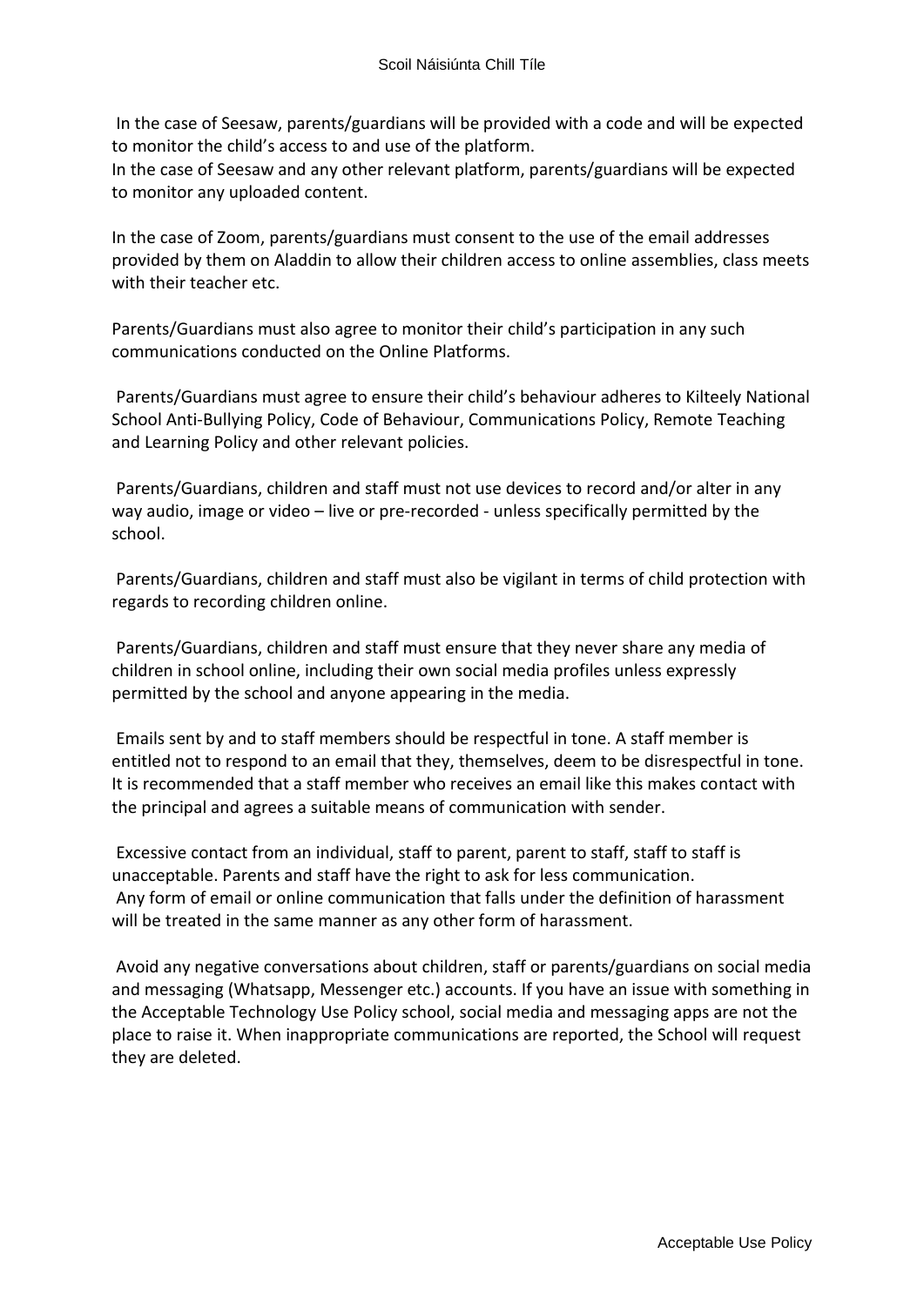In the case of Seesaw, parents/guardians will be provided with a code and will be expected to monitor the child's access to and use of the platform.
In the case of Seesaw and any other relevant platform, parents/guardians will be expected to monitor any uploaded content.

In the case of Zoom, parents/guardians must consent to the use of the email addresses provided by them on Aladdin to allow their children access to online assemblies, class meets with their teacher etc.

Parents/Guardians must also agree to monitor their child's participation in any such communications conducted on the Online Platforms.

Parents/Guardians must agree to ensure their child's behaviour adheres to Kilteely National School Anti-Bullying Policy, Code of Behaviour, Communications Policy, Remote Teaching and Learning Policy and other relevant policies.

Parents/Guardians, children and staff must not use devices to record and/or alter in any way audio, image or video – live or pre-recorded - unless specifically permitted by the school.

Parents/Guardians, children and staff must also be vigilant in terms of child protection with regards to recording children online.

Parents/Guardians, children and staff must ensure that they never share any media of children in school online, including their own social media profiles unless expressly permitted by the school and anyone appearing in the media.

Emails sent by and to staff members should be respectful in tone. A staff member is entitled not to respond to an email that they, themselves, deem to be disrespectful in tone. It is recommended that a staff member who receives an email like this makes contact with the principal and agrees a suitable means of communication with sender.

Excessive contact from an individual, staff to parent, parent to staff, staff to staff is unacceptable. Parents and staff have the right to ask for less communication.
Any form of email or online communication that falls under the definition of harassment will be treated in the same manner as any other form of harassment.

Avoid any negative conversations about children, staff or parents/guardians on social media and messaging (Whatsapp, Messenger etc.) accounts. If you have an issue with something in the Acceptable Technology Use Policy school, social media and messaging apps are not the place to raise it. When inappropriate communications are reported, the School will request they are deleted.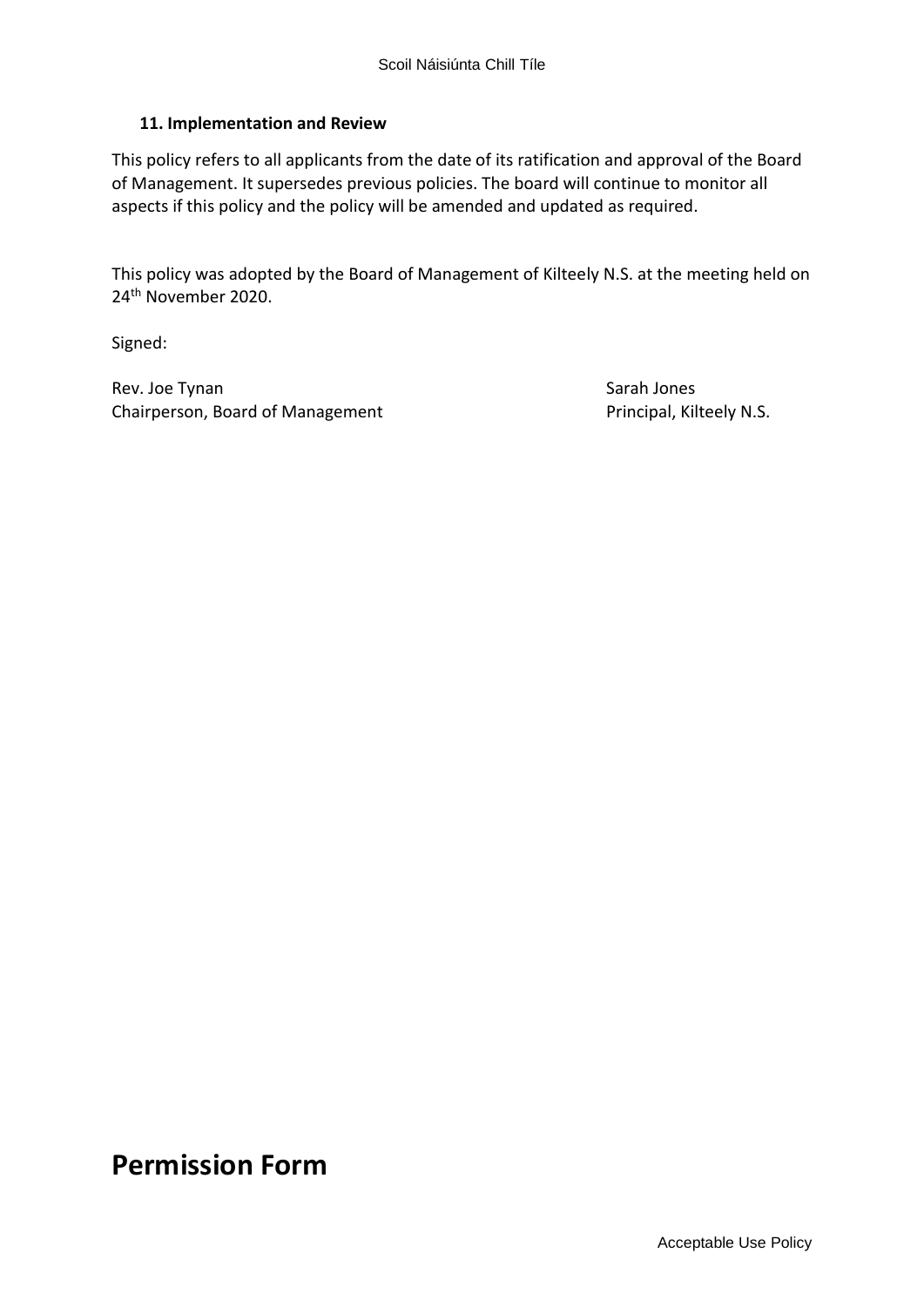### 11. Implementation and Review

This policy refers to all applicants from the date of its ratification and approval of the Board of Management. It supersedes previous policies. The board will continue to monitor all aspects if this policy and the policy will be amended and updated as required.

This policy was adopted by the Board of Management of Kilteely N.S. at the meeting held on 24th November 2020.

Signed:

Rev. Joe Tynan
Chairperson, Board of Management

Sarah Jones
Principal, Kilteely N.S.

# Permission Form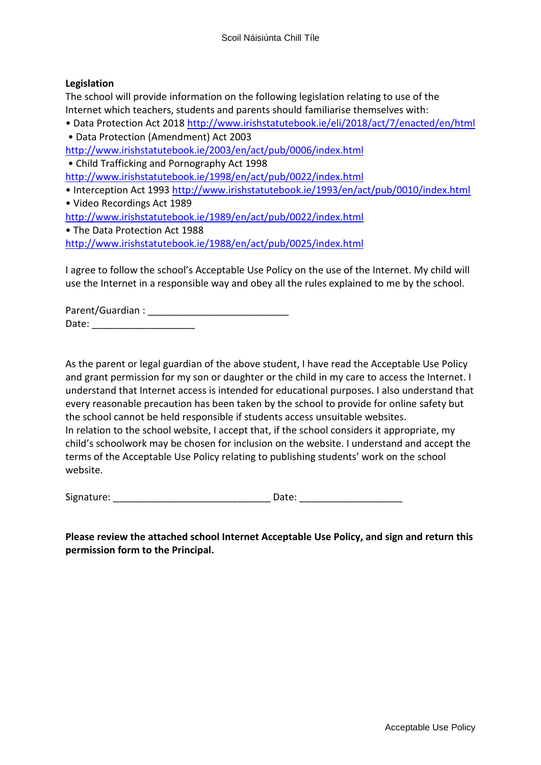**Legislation**

The school will provide information on the following legislation relating to use of the Internet which teachers, students and parents should familiarise themselves with:

- Data Protection Act 2018 http://www.irishstatutebook.ie/eli/2018/act/7/enacted/en/html
- Data Protection (Amendment) Act 2003 http://www.irishstatutebook.ie/2003/en/act/pub/0006/index.html
- Child Trafficking and Pornography Act 1998 http://www.irishstatutebook.ie/1998/en/act/pub/0022/index.html
- Interception Act 1993 http://www.irishstatutebook.ie/1993/en/act/pub/0010/index.html
- Video Recordings Act 1989 http://www.irishstatutebook.ie/1989/en/act/pub/0022/index.html
- The Data Protection Act 1988 http://www.irishstatutebook.ie/1988/en/act/pub/0025/index.html

I agree to follow the school's Acceptable Use Policy on the use of the Internet. My child will use the Internet in a responsible way and obey all the rules explained to me by the school.

Parent/Guardian : ___________________________

Date: ____________________

As the parent or legal guardian of the above student, I have read the Acceptable Use Policy and grant permission for my son or daughter or the child in my care to access the Internet. I understand that Internet access is intended for educational purposes. I also understand that every reasonable precaution has been taken by the school to provide for online safety but the school cannot be held responsible if students access unsuitable websites.

In relation to the school website, I accept that, if the school considers it appropriate, my child's schoolwork may be chosen for inclusion on the website. I understand and accept the terms of the Acceptable Use Policy relating to publishing students' work on the school website.

Signature: ______________________________ Date: ____________________

**Please review the attached school Internet Acceptable Use Policy, and sign and return this permission form to the Principal.**